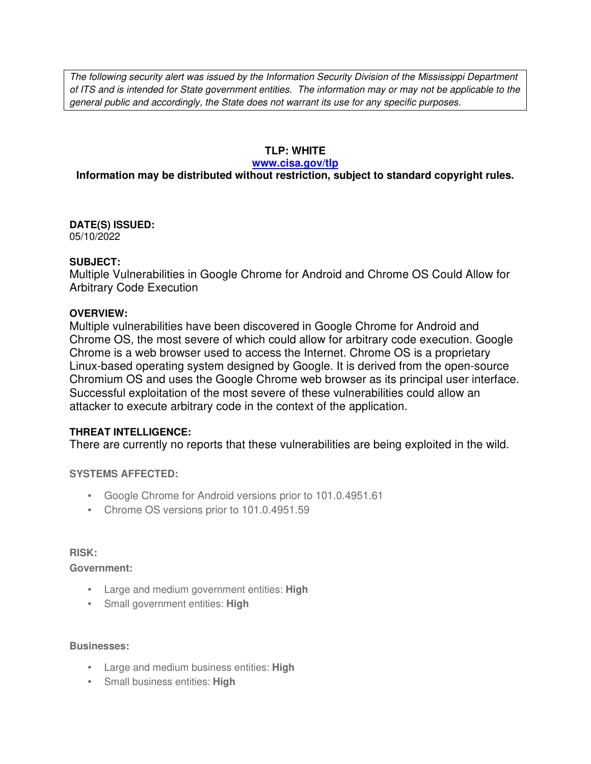*The following security alert was issued by the Information Security Division of the Mississippi Department of ITS and is intended for State government entities. The information may or may not be applicable to the general public and accordingly, the State does not warrant its use for any specific purposes.*

**TLP: WHITE**

**[www.cisa.gov/tlp](http://www.cisa.gov/tlp)**

**Information may be distributed without restriction, subject to standard copyright rules.**

**DATE(S) ISSUED:**
05/10/2022

**SUBJECT:**
Multiple Vulnerabilities in Google Chrome for Android and Chrome OS Could Allow for Arbitrary Code Execution

**OVERVIEW:**
Multiple vulnerabilities have been discovered in Google Chrome for Android and Chrome OS, the most severe of which could allow for arbitrary code execution. Google Chrome is a web browser used to access the Internet. Chrome OS is a proprietary Linux-based operating system designed by Google. It is derived from the open-source Chromium OS and uses the Google Chrome web browser as its principal user interface. Successful exploitation of the most severe of these vulnerabilities could allow an attacker to execute arbitrary code in the context of the application.

**THREAT INTELLIGENCE:**
There are currently no reports that these vulnerabilities are being exploited in the wild.

**SYSTEMS AFFECTED:**

- Google Chrome for Android versions prior to 101.0.4951.61
- Chrome OS versions prior to 101.0.4951.59

**RISK:**

**Government:**

- Large and medium government entities: **High**
- Small government entities: **High**

**Businesses:**

- Large and medium business entities: **High**
- Small business entities: **High**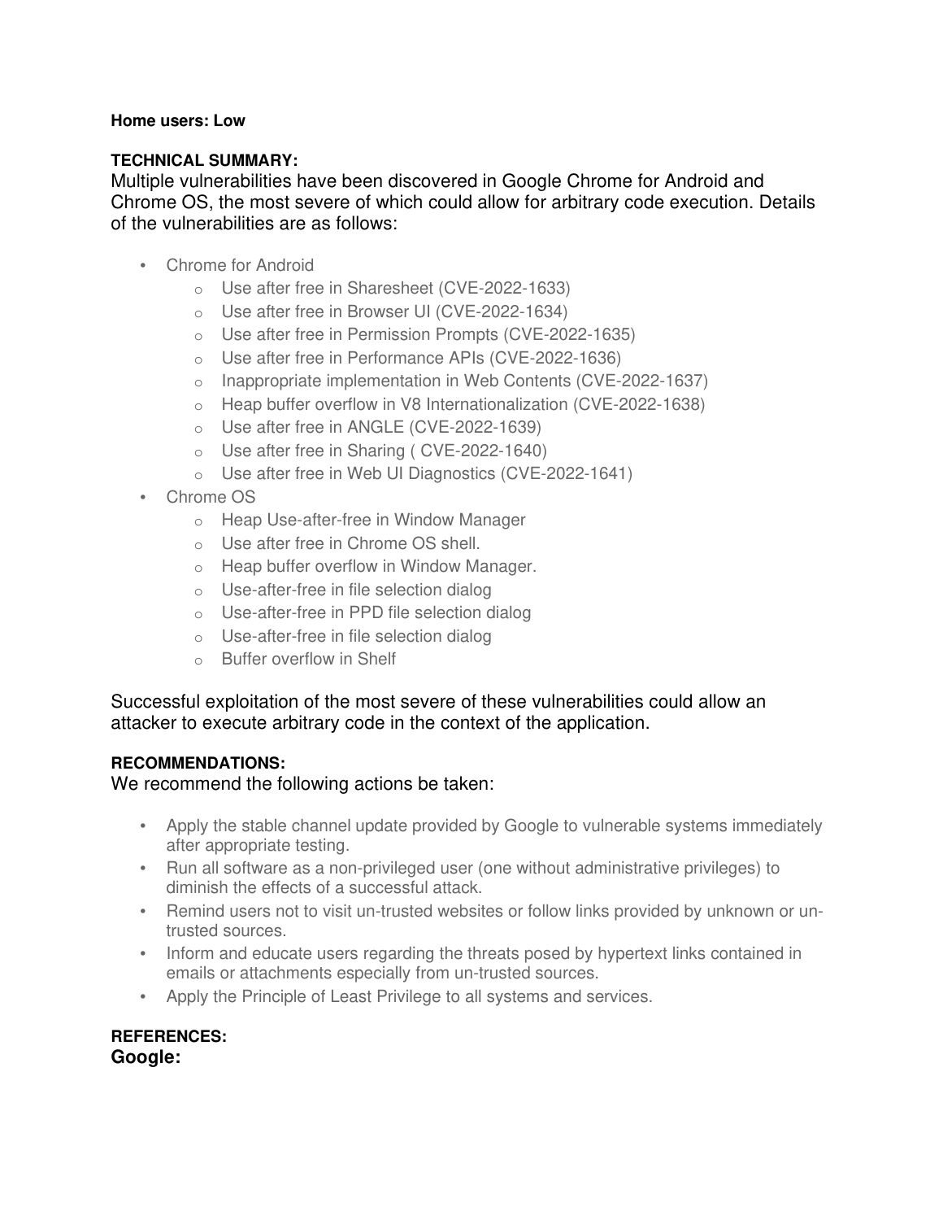**Home users: Low**

**TECHNICAL SUMMARY:**

Multiple vulnerabilities have been discovered in Google Chrome for Android and Chrome OS, the most severe of which could allow for arbitrary code execution. Details of the vulnerabilities are as follows:

- Chrome for Android
  - Use after free in Sharesheet (CVE-2022-1633)
  - Use after free in Browser UI (CVE-2022-1634)
  - Use after free in Permission Prompts (CVE-2022-1635)
  - Use after free in Performance APIs (CVE-2022-1636)
  - Inappropriate implementation in Web Contents (CVE-2022-1637)
  - Heap buffer overflow in V8 Internationalization (CVE-2022-1638)
  - Use after free in ANGLE (CVE-2022-1639)
  - Use after free in Sharing ( CVE-2022-1640)
  - Use after free in Web UI Diagnostics (CVE-2022-1641)
- Chrome OS
  - Heap Use-after-free in Window Manager
  - Use after free in Chrome OS shell.
  - Heap buffer overflow in Window Manager.
  - Use-after-free in file selection dialog
  - Use-after-free in PPD file selection dialog
  - Use-after-free in file selection dialog
  - Buffer overflow in Shelf

Successful exploitation of the most severe of these vulnerabilities could allow an attacker to execute arbitrary code in the context of the application.

**RECOMMENDATIONS:**

We recommend the following actions be taken:

- Apply the stable channel update provided by Google to vulnerable systems immediately after appropriate testing.
- Run all software as a non-privileged user (one without administrative privileges) to diminish the effects of a successful attack.
- Remind users not to visit un-trusted websites or follow links provided by unknown or un-trusted sources.
- Inform and educate users regarding the threats posed by hypertext links contained in emails or attachments especially from un-trusted sources.
- Apply the Principle of Least Privilege to all systems and services.

**REFERENCES:**

**Google:**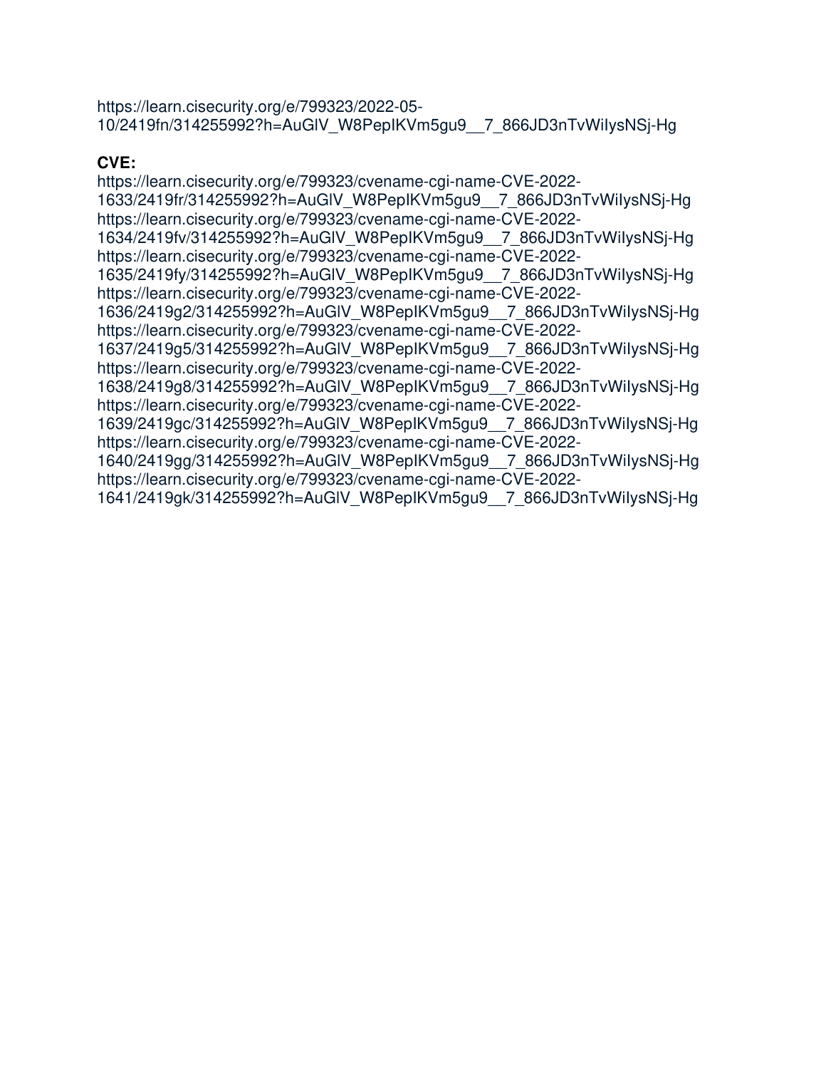https://learn.cisecurity.org/e/799323/2022-05-10/2419fn/314255992?h=AuGlV_W8PepIKVm5gu9__7_866JD3nTvWilysNSj-Hg

**CVE:**

https://learn.cisecurity.org/e/799323/cvename-cgi-name-CVE-2022-1633/2419fr/314255992?h=AuGlV_W8PepIKVm5gu9__7_866JD3nTvWilysNSj-Hg
https://learn.cisecurity.org/e/799323/cvename-cgi-name-CVE-2022-1634/2419fv/314255992?h=AuGlV_W8PepIKVm5gu9__7_866JD3nTvWilysNSj-Hg
https://learn.cisecurity.org/e/799323/cvename-cgi-name-CVE-2022-1635/2419fy/314255992?h=AuGlV_W8PepIKVm5gu9__7_866JD3nTvWilysNSj-Hg
https://learn.cisecurity.org/e/799323/cvename-cgi-name-CVE-2022-1636/2419g2/314255992?h=AuGlV_W8PepIKVm5gu9__7_866JD3nTvWilysNSj-Hg
https://learn.cisecurity.org/e/799323/cvename-cgi-name-CVE-2022-1637/2419g5/314255992?h=AuGlV_W8PepIKVm5gu9__7_866JD3nTvWilysNSj-Hg
https://learn.cisecurity.org/e/799323/cvename-cgi-name-CVE-2022-1638/2419g8/314255992?h=AuGlV_W8PepIKVm5gu9__7_866JD3nTvWilysNSj-Hg
https://learn.cisecurity.org/e/799323/cvename-cgi-name-CVE-2022-1639/2419gc/314255992?h=AuGlV_W8PepIKVm5gu9__7_866JD3nTvWilysNSj-Hg
https://learn.cisecurity.org/e/799323/cvename-cgi-name-CVE-2022-1640/2419gg/314255992?h=AuGlV_W8PepIKVm5gu9__7_866JD3nTvWilysNSj-Hg
https://learn.cisecurity.org/e/799323/cvename-cgi-name-CVE-2022-1641/2419gk/314255992?h=AuGlV_W8PepIKVm5gu9__7_866JD3nTvWilysNSj-Hg